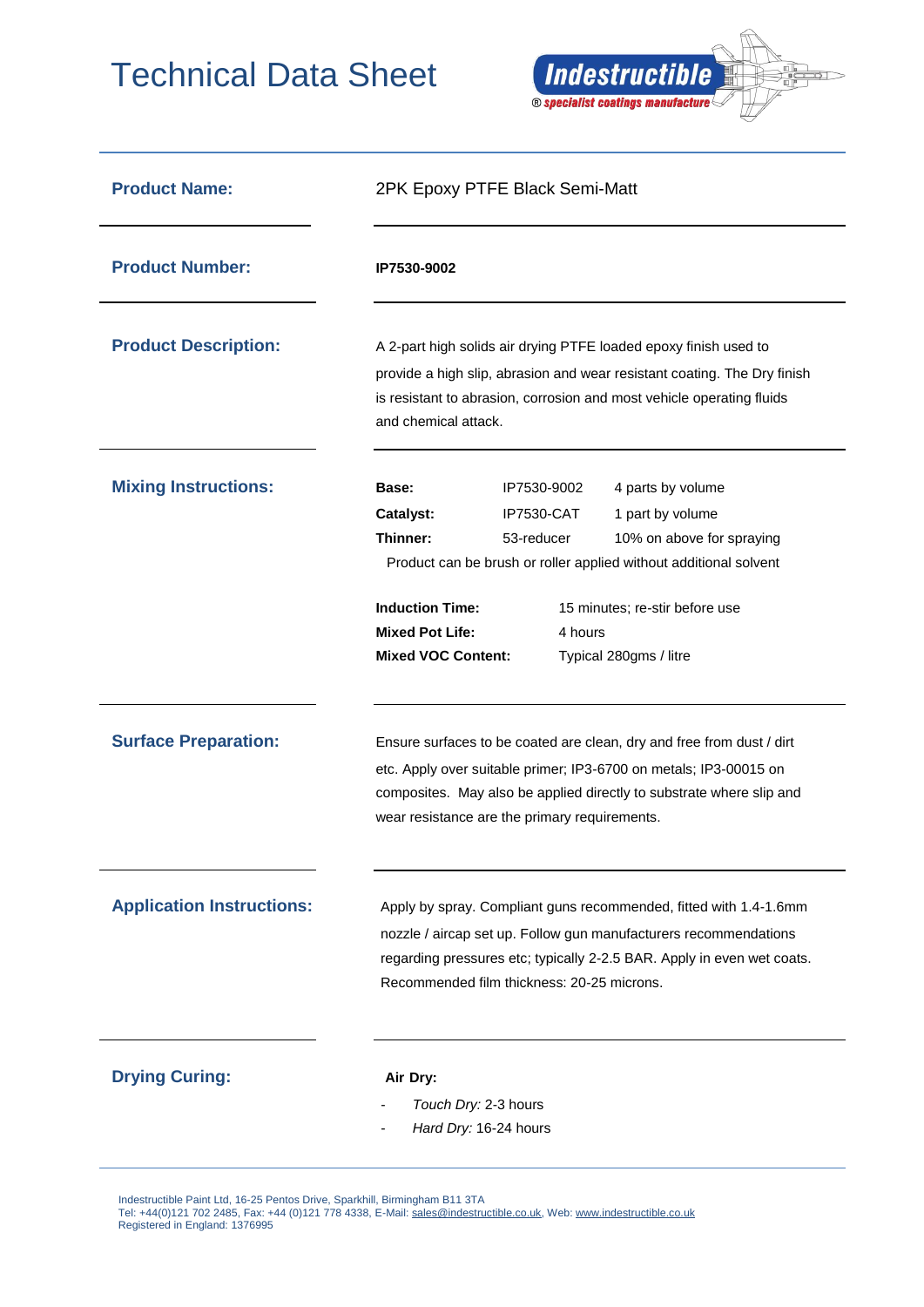# Technical Data Sheet

**Indestructible**
® specialist coatings manufacture

## Product Name:

2PK Epoxy PTFE Black Semi-Matt

## Product Number:

**IP7530-9002**

## Product Description:

A 2-part high solids air drying PTFE loaded epoxy finish used to provide a high slip, abrasion and wear resistant coating. The Dry finish is resistant to abrasion, corrosion and most vehicle operating fluids and chemical attack.

## Mixing Instructions:

| | | |
|---|---|---|
| **Base:** | IP7530-9002 | 4 parts by volume |
| **Catalyst:** | IP7530-CAT | 1 part by volume |
| **Thinner:** | 53-reducer | 10% on above for spraying |

Product can be brush or roller applied without additional solvent

| | |
|---|---|
| **Induction Time:** | 15 minutes; re-stir before use |
| **Mixed Pot Life:** | 4 hours |
| **Mixed VOC Content:** | Typical 280gms / litre |

## Surface Preparation:

Ensure surfaces to be coated are clean, dry and free from dust / dirt etc. Apply over suitable primer; IP3-6700 on metals; IP3-00015 on composites. May also be applied directly to substrate where slip and wear resistance are the primary requirements.

## Application Instructions:

Apply by spray. Compliant guns recommended, fitted with 1.4-1.6mm nozzle / aircap set up. Follow gun manufacturers recommendations regarding pressures etc; typically 2-2.5 BAR. Apply in even wet coats. Recommended film thickness: 20-25 microns.

## Drying Curing:

**Air Dry:**

- *Touch Dry:* 2-3 hours
- *Hard Dry:* 16-24 hours

Indestructible Paint Ltd, 16-25 Pentos Drive, Sparkhill, Birmingham B11 3TA
Tel: +44(0)121 702 2485, Fax: +44 (0)121 778 4338, E-Mail: sales@indestructible.co.uk, Web: www.indestructible.co.uk
Registered in England: 1376995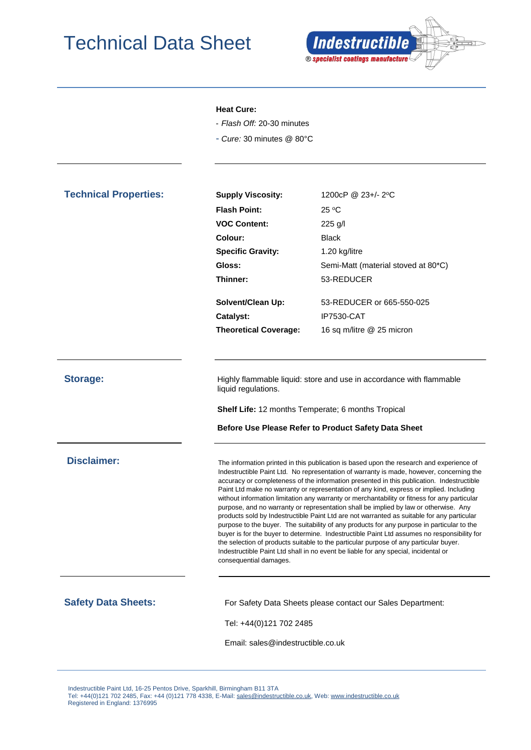# Technical Data Sheet

**Heat Cure:**

- *Flash Off:* 20-30 minutes
- *Cure:* 30 minutes @ 80°C

## Technical Properties:

| | |
|---|---|
| **Supply Viscosity:** | 1200cP @ 23+/- 2$^{o}$C |
| **Flash Point:** | 25 $^{o}$C |
| **VOC Content:** | 225 g/l |
| **Colour:** | Black |
| **Specific Gravity:** | 1.20 kg/litre |
| **Gloss:** | Semi-Matt (material stoved at 80*C) |
| **Thinner:** | 53-REDUCER |
| **Solvent/Clean Up:** | 53-REDUCER or 665-550-025 |
| **Catalyst:** | IP7530-CAT |
| **Theoretical Coverage:** | 16 sq m/litre @ 25 micron |

## Storage:

Highly flammable liquid: store and use in accordance with flammable liquid regulations.

**Shelf Life:** 12 months Temperate; 6 months Tropical

**Before Use Please Refer to Product Safety Data Sheet**

## Disclaimer:

The information printed in this publication is based upon the research and experience of Indestructible Paint Ltd. No representation of warranty is made, however, concerning the accuracy or completeness of the information presented in this publication. Indestructible Paint Ltd make no warranty or representation of any kind, express or implied. Including without information limitation any warranty or merchantability or fitness for any particular purpose, and no warranty or representation shall be implied by law or otherwise. Any products sold by Indestructible Paint Ltd are not warranted as suitable for any particular purpose to the buyer. The suitability of any products for any purpose in particular to the buyer is for the buyer to determine. Indestructible Paint Ltd assumes no responsibility for the selection of products suitable to the particular purpose of any particular buyer. Indestructible Paint Ltd shall in no event be liable for any special, incidental or consequential damages.

## Safety Data Sheets:

For Safety Data Sheets please contact our Sales Department:

Tel: +44(0)121 702 2485

Email: sales@indestructible.co.uk

Indestructible Paint Ltd, 16-25 Pentos Drive, Sparkhill, Birmingham B11 3TA
Tel: +44(0)121 702 2485, Fax: +44 (0)121 778 4338, E-Mail: sales@indestructible.co.uk, Web: www.indestructible.co.uk
Registered in England: 1376995